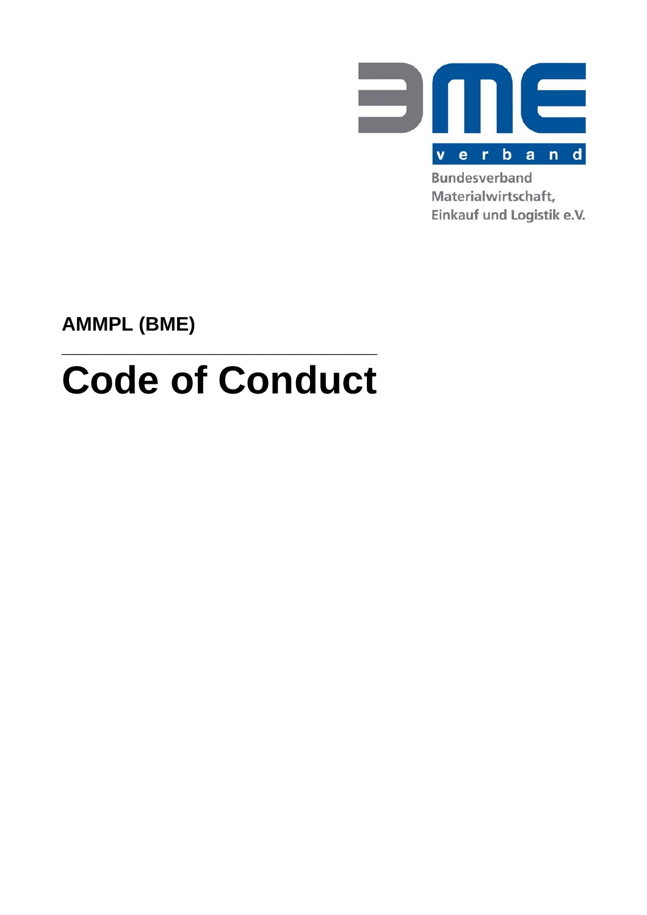BME verband

Bundesverband Materialwirtschaft, Einkauf und Logistik e.V.

**AMMPL (BME)**

---

# Code of Conduct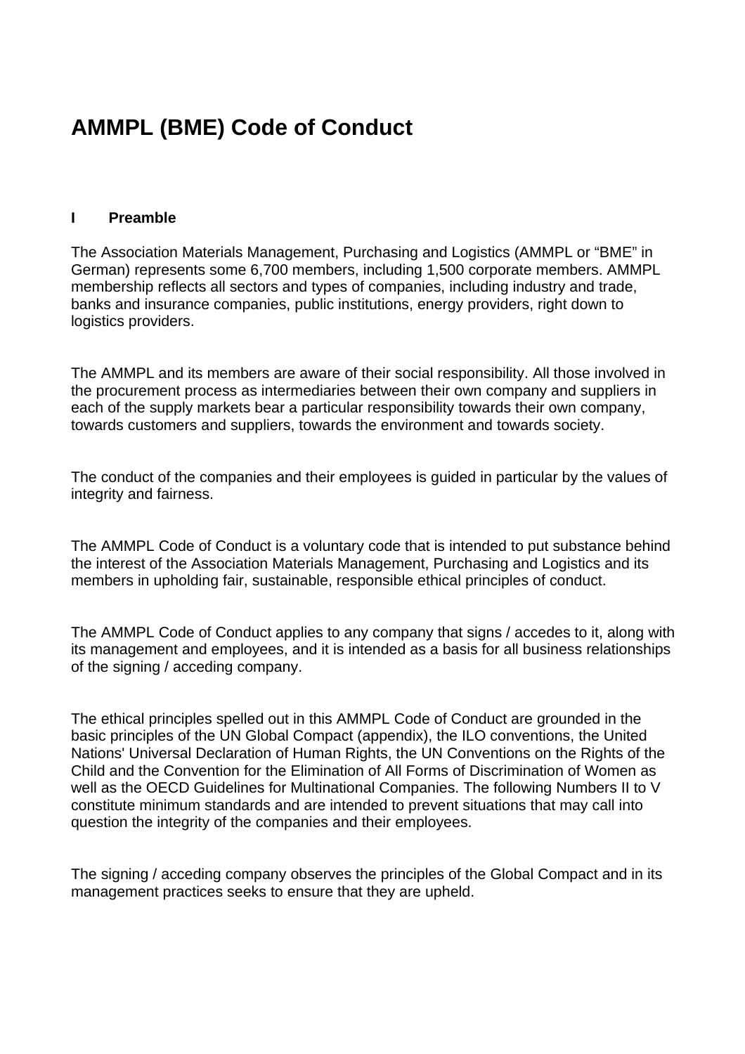# AMMPL (BME) Code of Conduct

## I Preamble

The Association Materials Management, Purchasing and Logistics (AMMPL or "BME" in German) represents some 6,700 members, including 1,500 corporate members. AMMPL membership reflects all sectors and types of companies, including industry and trade, banks and insurance companies, public institutions, energy providers, right down to logistics providers.

The AMMPL and its members are aware of their social responsibility. All those involved in the procurement process as intermediaries between their own company and suppliers in each of the supply markets bear a particular responsibility towards their own company, towards customers and suppliers, towards the environment and towards society.

The conduct of the companies and their employees is guided in particular by the values of integrity and fairness.

The AMMPL Code of Conduct is a voluntary code that is intended to put substance behind the interest of the Association Materials Management, Purchasing and Logistics and its members in upholding fair, sustainable, responsible ethical principles of conduct.

The AMMPL Code of Conduct applies to any company that signs / accedes to it, along with its management and employees, and it is intended as a basis for all business relationships of the signing / acceding company.

The ethical principles spelled out in this AMMPL Code of Conduct are grounded in the basic principles of the UN Global Compact (appendix), the ILO conventions, the United Nations' Universal Declaration of Human Rights, the UN Conventions on the Rights of the Child and the Convention for the Elimination of All Forms of Discrimination of Women as well as the OECD Guidelines for Multinational Companies. The following Numbers II to V constitute minimum standards and are intended to prevent situations that may call into question the integrity of the companies and their employees.

The signing / acceding company observes the principles of the Global Compact and in its management practices seeks to ensure that they are upheld.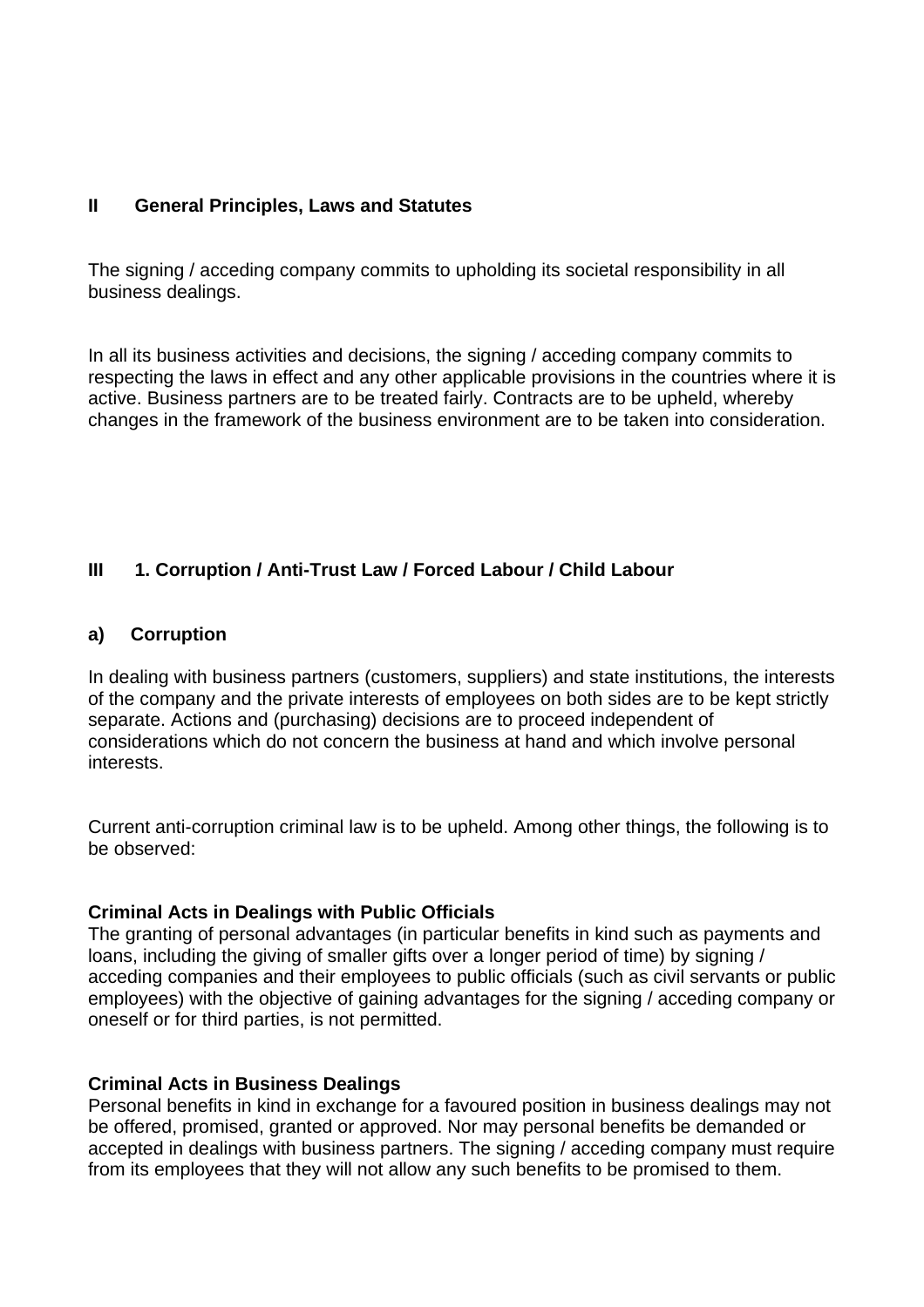## II General Principles, Laws and Statutes

The signing / acceding company commits to upholding its societal responsibility in all business dealings.

In all its business activities and decisions, the signing / acceding company commits to respecting the laws in effect and any other applicable provisions in the countries where it is active. Business partners are to be treated fairly. Contracts are to be upheld, whereby changes in the framework of the business environment are to be taken into consideration.

## III 1. Corruption / Anti-Trust Law / Forced Labour / Child Labour

### a) Corruption

In dealing with business partners (customers, suppliers) and state institutions, the interests of the company and the private interests of employees on both sides are to be kept strictly separate. Actions and (purchasing) decisions are to proceed independent of considerations which do not concern the business at hand and which involve personal interests.

Current anti-corruption criminal law is to be upheld. Among other things, the following is to be observed:

**Criminal Acts in Dealings with Public Officials**
The granting of personal advantages (in particular benefits in kind such as payments and loans, including the giving of smaller gifts over a longer period of time) by signing / acceding companies and their employees to public officials (such as civil servants or public employees) with the objective of gaining advantages for the signing / acceding company or oneself or for third parties, is not permitted.

**Criminal Acts in Business Dealings**
Personal benefits in kind in exchange for a favoured position in business dealings may not be offered, promised, granted or approved. Nor may personal benefits be demanded or accepted in dealings with business partners. The signing / acceding company must require from its employees that they will not allow any such benefits to be promised to them.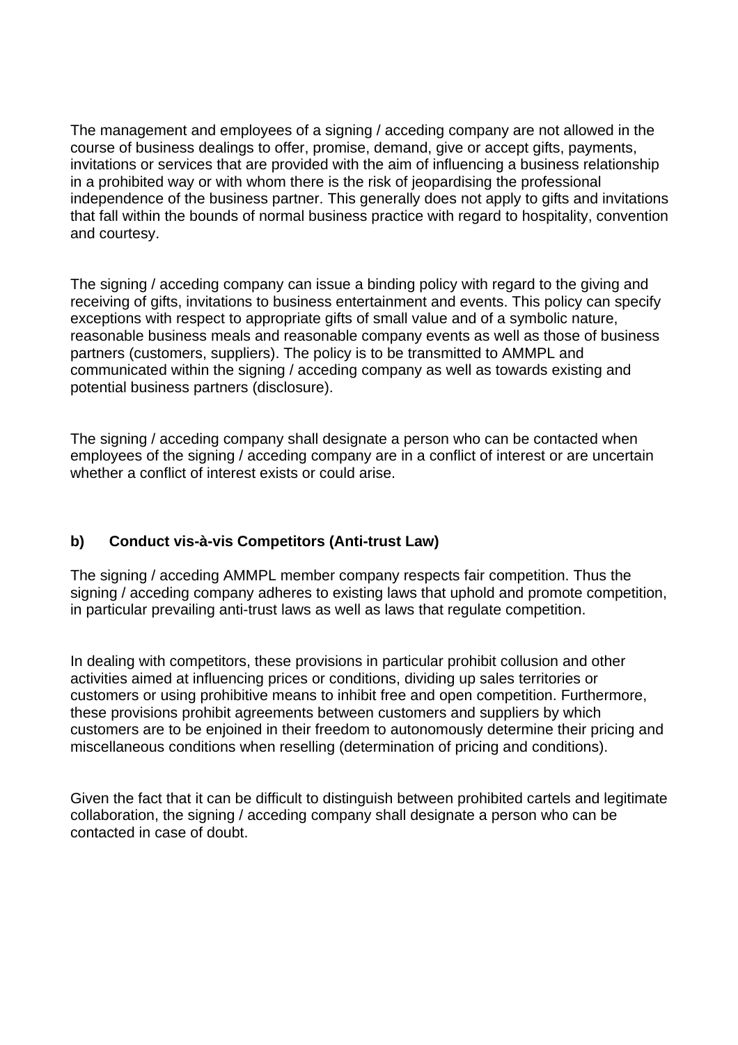The management and employees of a signing / acceding company are not allowed in the course of business dealings to offer, promise, demand, give or accept gifts, payments, invitations or services that are provided with the aim of influencing a business relationship in a prohibited way or with whom there is the risk of jeopardising the professional independence of the business partner. This generally does not apply to gifts and invitations that fall within the bounds of normal business practice with regard to hospitality, convention and courtesy.

The signing / acceding company can issue a binding policy with regard to the giving and receiving of gifts, invitations to business entertainment and events. This policy can specify exceptions with respect to appropriate gifts of small value and of a symbolic nature, reasonable business meals and reasonable company events as well as those of business partners (customers, suppliers). The policy is to be transmitted to AMMPL and communicated within the signing / acceding company as well as towards existing and potential business partners (disclosure).

The signing / acceding company shall designate a person who can be contacted when employees of the signing / acceding company are in a conflict of interest or are uncertain whether a conflict of interest exists or could arise.

### b) Conduct vis-à-vis Competitors (Anti-trust Law)

The signing / acceding AMMPL member company respects fair competition. Thus the signing / acceding company adheres to existing laws that uphold and promote competition, in particular prevailing anti-trust laws as well as laws that regulate competition.

In dealing with competitors, these provisions in particular prohibit collusion and other activities aimed at influencing prices or conditions, dividing up sales territories or customers or using prohibitive means to inhibit free and open competition. Furthermore, these provisions prohibit agreements between customers and suppliers by which customers are to be enjoined in their freedom to autonomously determine their pricing and miscellaneous conditions when reselling (determination of pricing and conditions).

Given the fact that it can be difficult to distinguish between prohibited cartels and legitimate collaboration, the signing / acceding company shall designate a person who can be contacted in case of doubt.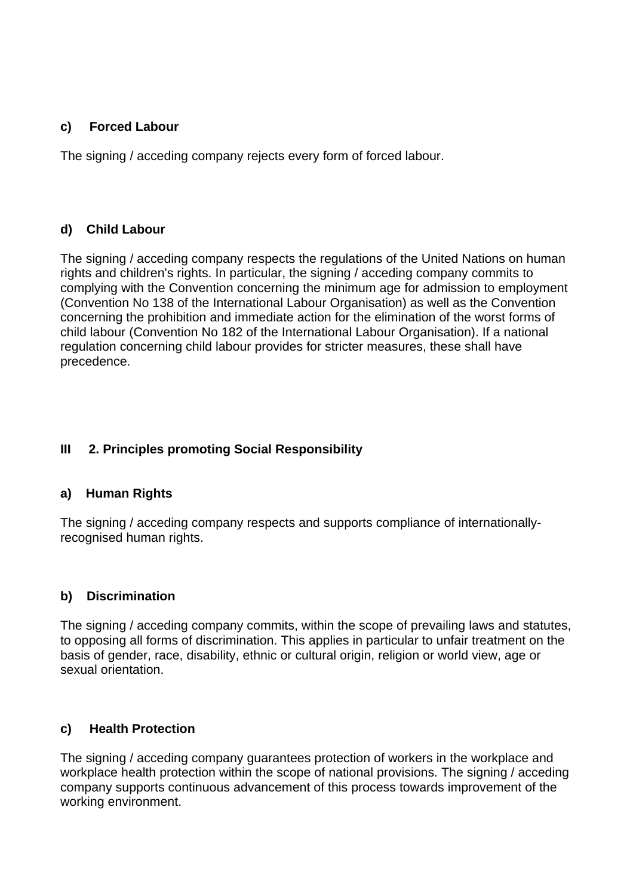### c) Forced Labour

The signing / acceding company rejects every form of forced labour.

### d) Child Labour

The signing / acceding company respects the regulations of the United Nations on human rights and children's rights. In particular, the signing / acceding company commits to complying with the Convention concerning the minimum age for admission to employment (Convention No 138 of the International Labour Organisation) as well as the Convention concerning the prohibition and immediate action for the elimination of the worst forms of child labour (Convention No 182 of the International Labour Organisation). If a national regulation concerning child labour provides for stricter measures, these shall have precedence.

## III 2. Principles promoting Social Responsibility

### a) Human Rights

The signing / acceding company respects and supports compliance of internationally-recognised human rights.

### b) Discrimination

The signing / acceding company commits, within the scope of prevailing laws and statutes, to opposing all forms of discrimination. This applies in particular to unfair treatment on the basis of gender, race, disability, ethnic or cultural origin, religion or world view, age or sexual orientation.

### c) Health Protection

The signing / acceding company guarantees protection of workers in the workplace and workplace health protection within the scope of national provisions. The signing / acceding company supports continuous advancement of this process towards improvement of the working environment.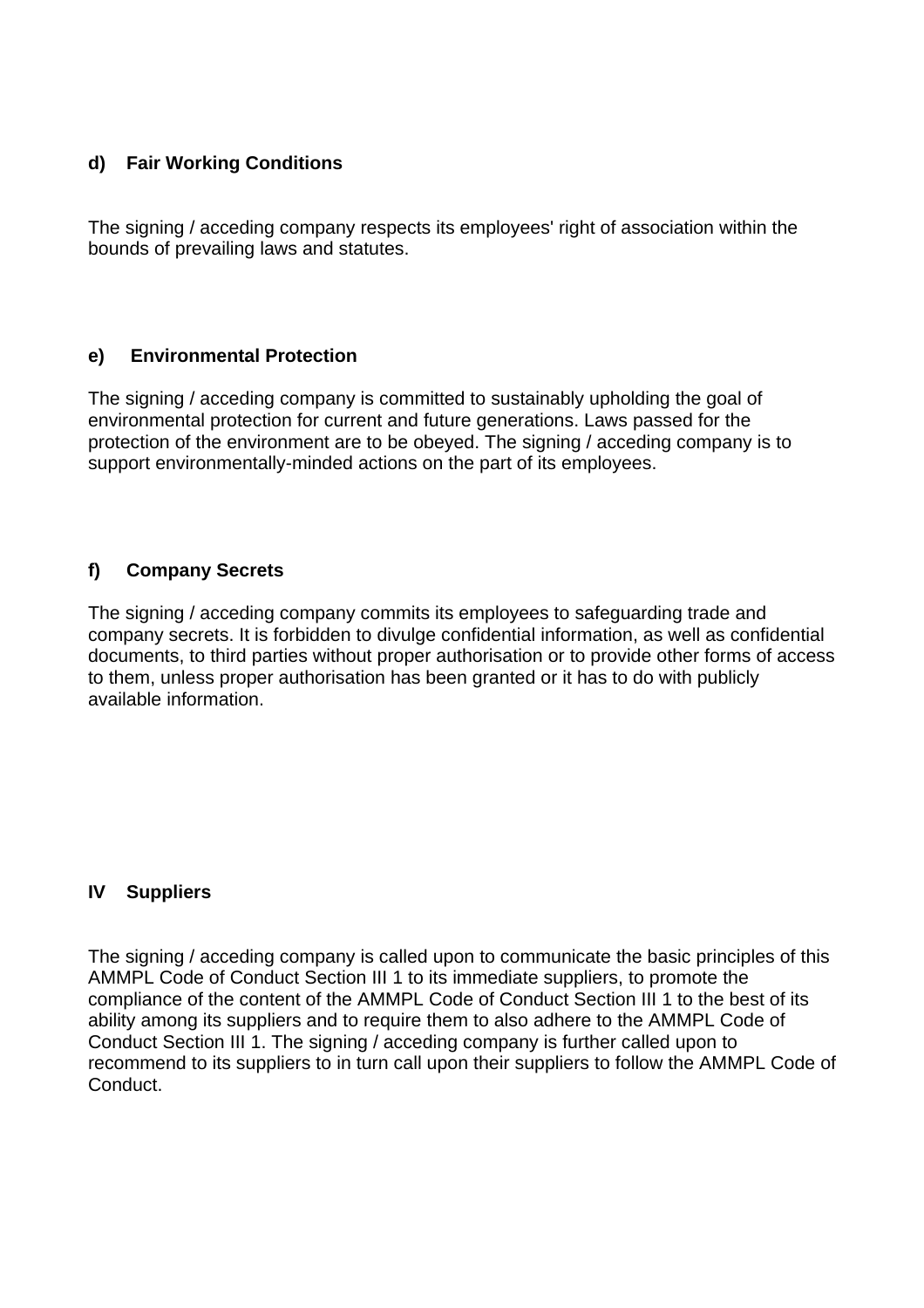### d) Fair Working Conditions

The signing / acceding company respects its employees' right of association within the bounds of prevailing laws and statutes.

### e) Environmental Protection

The signing / acceding company is committed to sustainably upholding the goal of environmental protection for current and future generations. Laws passed for the protection of the environment are to be obeyed. The signing / acceding company is to support environmentally-minded actions on the part of its employees.

### f) Company Secrets

The signing / acceding company commits its employees to safeguarding trade and company secrets. It is forbidden to divulge confidential information, as well as confidential documents, to third parties without proper authorisation or to provide other forms of access to them, unless proper authorisation has been granted or it has to do with publicly available information.

## IV Suppliers

The signing / acceding company is called upon to communicate the basic principles of this AMMPL Code of Conduct Section III 1 to its immediate suppliers, to promote the compliance of the content of the AMMPL Code of Conduct Section III 1 to the best of its ability among its suppliers and to require them to also adhere to the AMMPL Code of Conduct Section III 1. The signing / acceding company is further called upon to recommend to its suppliers to in turn call upon their suppliers to follow the AMMPL Code of Conduct.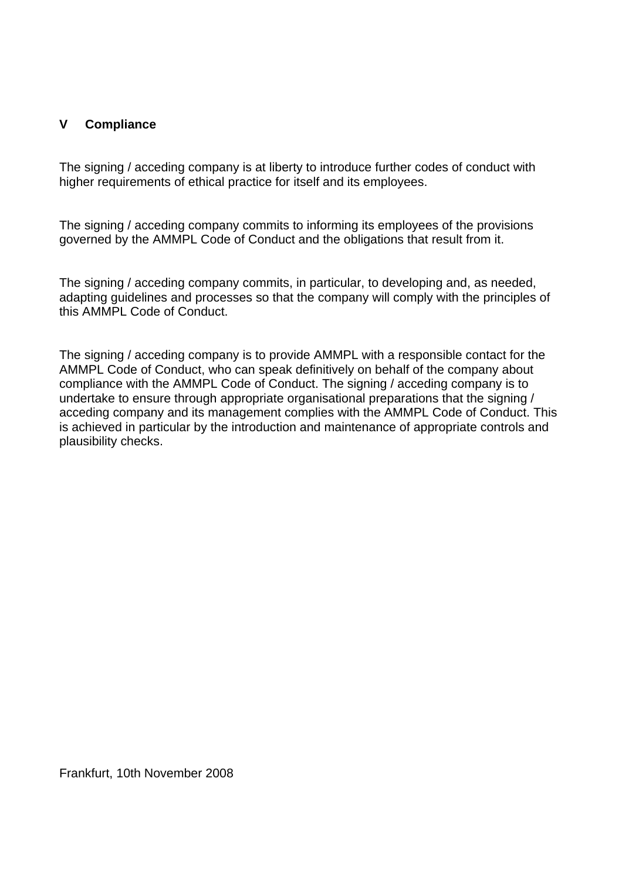## V Compliance

The signing / acceding company is at liberty to introduce further codes of conduct with higher requirements of ethical practice for itself and its employees.

The signing / acceding company commits to informing its employees of the provisions governed by the AMMPL Code of Conduct and the obligations that result from it.

The signing / acceding company commits, in particular, to developing and, as needed, adapting guidelines and processes so that the company will comply with the principles of this AMMPL Code of Conduct.

The signing / acceding company is to provide AMMPL with a responsible contact for the AMMPL Code of Conduct, who can speak definitively on behalf of the company about compliance with the AMMPL Code of Conduct. The signing / acceding company is to undertake to ensure through appropriate organisational preparations that the signing / acceding company and its management complies with the AMMPL Code of Conduct. This is achieved in particular by the introduction and maintenance of appropriate controls and plausibility checks.

Frankfurt, 10th November 2008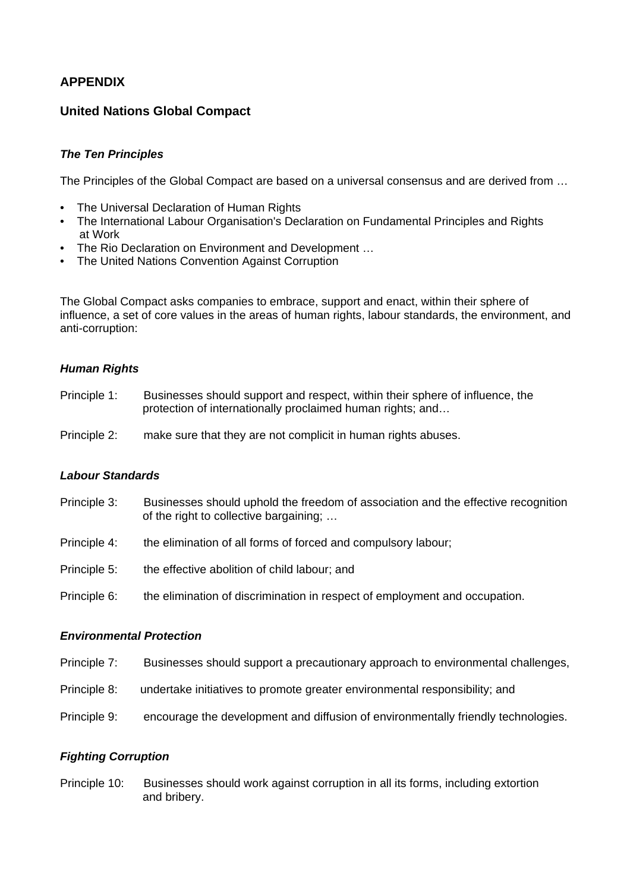## APPENDIX

## United Nations Global Compact

### *The Ten Principles*

The Principles of the Global Compact are based on a universal consensus and are derived from …

- The Universal Declaration of Human Rights
- The International Labour Organisation's Declaration on Fundamental Principles and Rights at Work
- The Rio Declaration on Environment and Development …
- The United Nations Convention Against Corruption

The Global Compact asks companies to embrace, support and enact, within their sphere of influence, a set of core values in the areas of human rights, labour standards, the environment, and anti-corruption:

### *Human Rights*

Principle 1: Businesses should support and respect, within their sphere of influence, the protection of internationally proclaimed human rights; and…

Principle 2: make sure that they are not complicit in human rights abuses.

### *Labour Standards*

Principle 3: Businesses should uphold the freedom of association and the effective recognition of the right to collective bargaining; …

Principle 4: the elimination of all forms of forced and compulsory labour;

Principle 5: the effective abolition of child labour; and

Principle 6: the elimination of discrimination in respect of employment and occupation.

### *Environmental Protection*

Principle 7: Businesses should support a precautionary approach to environmental challenges,

Principle 8: undertake initiatives to promote greater environmental responsibility; and

Principle 9: encourage the development and diffusion of environmentally friendly technologies.

### *Fighting Corruption*

Principle 10: Businesses should work against corruption in all its forms, including extortion and bribery.